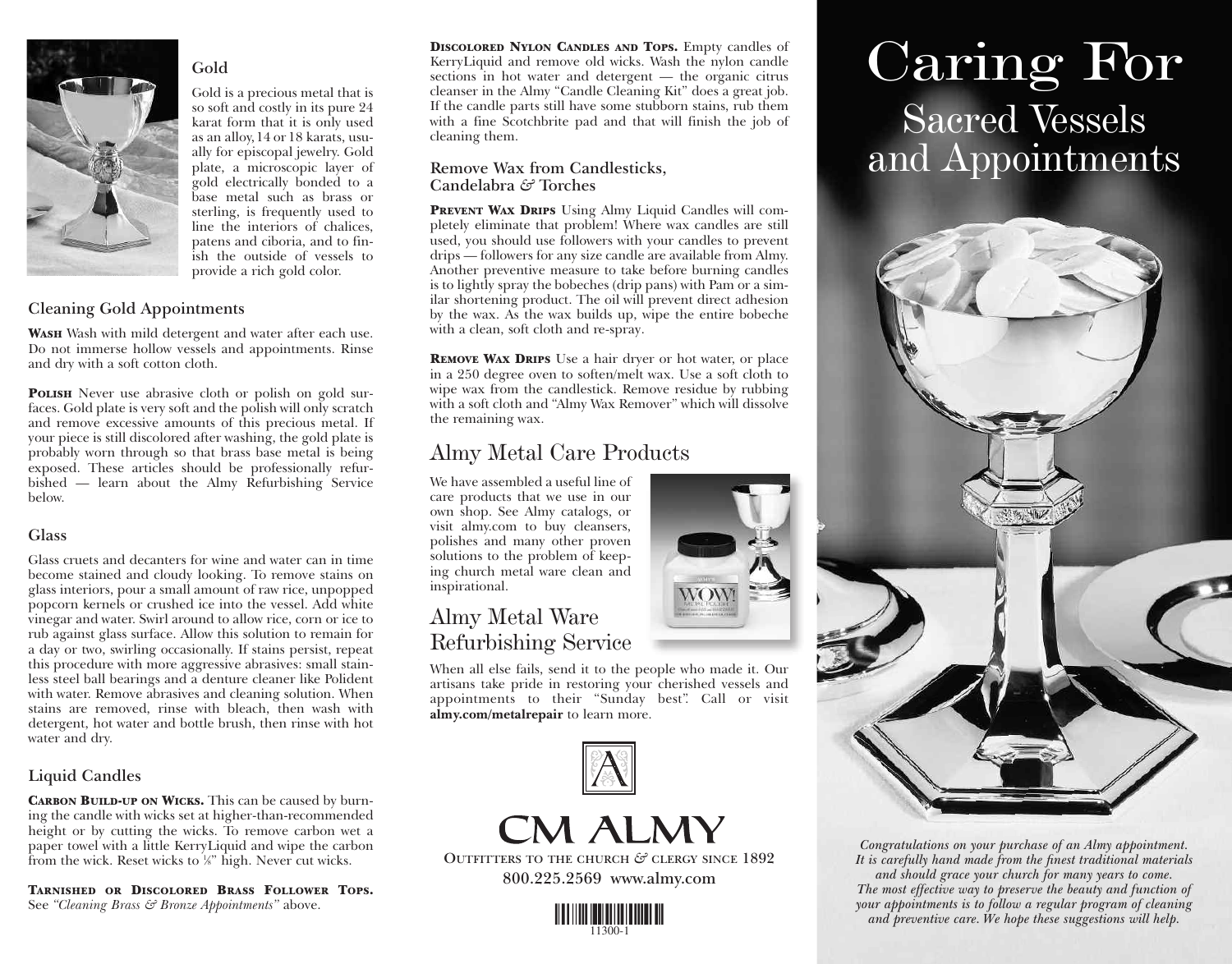## Gold

Gold is a precious metal that is so soft and costly in its pure 24 karat form that it is only used as an alloy, 14 or 18 karats, usually for episcopal jewelry. Gold plate, a microscopic layer of gold electrically bonded to a base metal such as brass or sterling, is frequently used to line the interiors of chalices, patens and ciboria, and to finish the outside of vessels to provide a rich gold color.

### Cleaning Gold Appointments

**WASH** Wash with mild detergent and water after each use. Do not immerse hollow vessels and appointments. Rinse and dry with a soft cotton cloth.

**POLISH** Never use abrasive cloth or polish on gold surfaces. Gold plate is very soft and the polish will only scratch and remove excessive amounts of this precious metal. If your piece is still discolored after washing, the gold plate is probably worn through so that brass base metal is being exposed. These articles should be professionally refurbished — learn about the Almy Refurbishing Service below.

## Glass

Glass cruets and decanters for wine and water can in time become stained and cloudy looking. To remove stains on glass interiors, pour a small amount of raw rice, unpopped popcorn kernels or crushed ice into the vessel. Add white vinegar and water. Swirl around to allow rice, corn or ice to rub against glass surface. Allow this solution to remain for a day or two, swirling occasionally. If stains persist, repeat this procedure with more aggressive abrasives: small stainless steel ball bearings and a denture cleaner like Polident with water. Remove abrasives and cleaning solution. When stains are removed, rinse with bleach, then wash with detergent, hot water and bottle brush, then rinse with hot water and dry.

## Liquid Candles

**CARBON BUILD-UP ON WICKS.** This can be caused by burning the candle with wicks set at higher-than-recommended height or by cutting the wicks. To remove carbon wet a paper towel with a little KerryLiquid and wipe the carbon from the wick. Reset wicks to ⅛" high. Never cut wicks.

**TARNISHED OR DISCOLORED BRASS FOLLOWER TOPS.** See *"Cleaning Brass & Bronze Appointments"* above.

**DISCOLORED NYLON CANDLES AND TOPS.** Empty candles of KerryLiquid and remove old wicks. Wash the nylon candle sections in hot water and detergent — the organic citrus cleanser in the Almy "Candle Cleaning Kit" does a great job. If the candle parts still have some stubborn stains, rub them with a fine Scotchbrite pad and that will finish the job of cleaning them.

### Remove Wax from Candlesticks, Candelabra & Torches

**PREVENT WAX DRIPS** Using Almy Liquid Candles will completely eliminate that problem! Where wax candles are still used, you should use followers with your candles to prevent drips — followers for any size candle are available from Almy. Another preventive measure to take before burning candles is to lightly spray the bobeches (drip pans) with Pam or a similar shortening product. The oil will prevent direct adhesion by the wax. As the wax builds up, wipe the entire bobeche with a clean, soft cloth and re-spray.

**REMOVE WAX DRIPS** Use a hair dryer or hot water, or place in a 250 degree oven to soften/melt wax. Use a soft cloth to wipe wax from the candlestick. Remove residue by rubbing with a soft cloth and "Almy Wax Remover" which will dissolve the remaining wax.

## Almy Metal Care Products

We have assembled a useful line of care products that we use in our own shop. See Almy catalogs, or visit almy.com to buy cleansers, polishes and many other proven solutions to the problem of keeping church metal ware clean and inspirational.

## Almy Metal Ware Refurbishing Service

When all else fails, send it to the people who made it. Our artisans take pride in restoring your cherished vessels and appointments to their "Sunday best". Call or visit **almy.com/metalrepair** to learn more.

CM ALMY

OUTFITTERS TO THE CHURCH & CLERGY SINCE 1892

800.225.2569 www.almy.com

11300-1

# Caring For
## Sacred Vessels and Appointments

*Congratulations on your purchase of an Almy appointment. It is carefully hand made from the finest traditional materials and should grace your church for many years to come. The most effective way to preserve the beauty and function of your appointments is to follow a regular program of cleaning and preventive care. We hope these suggestions will help.*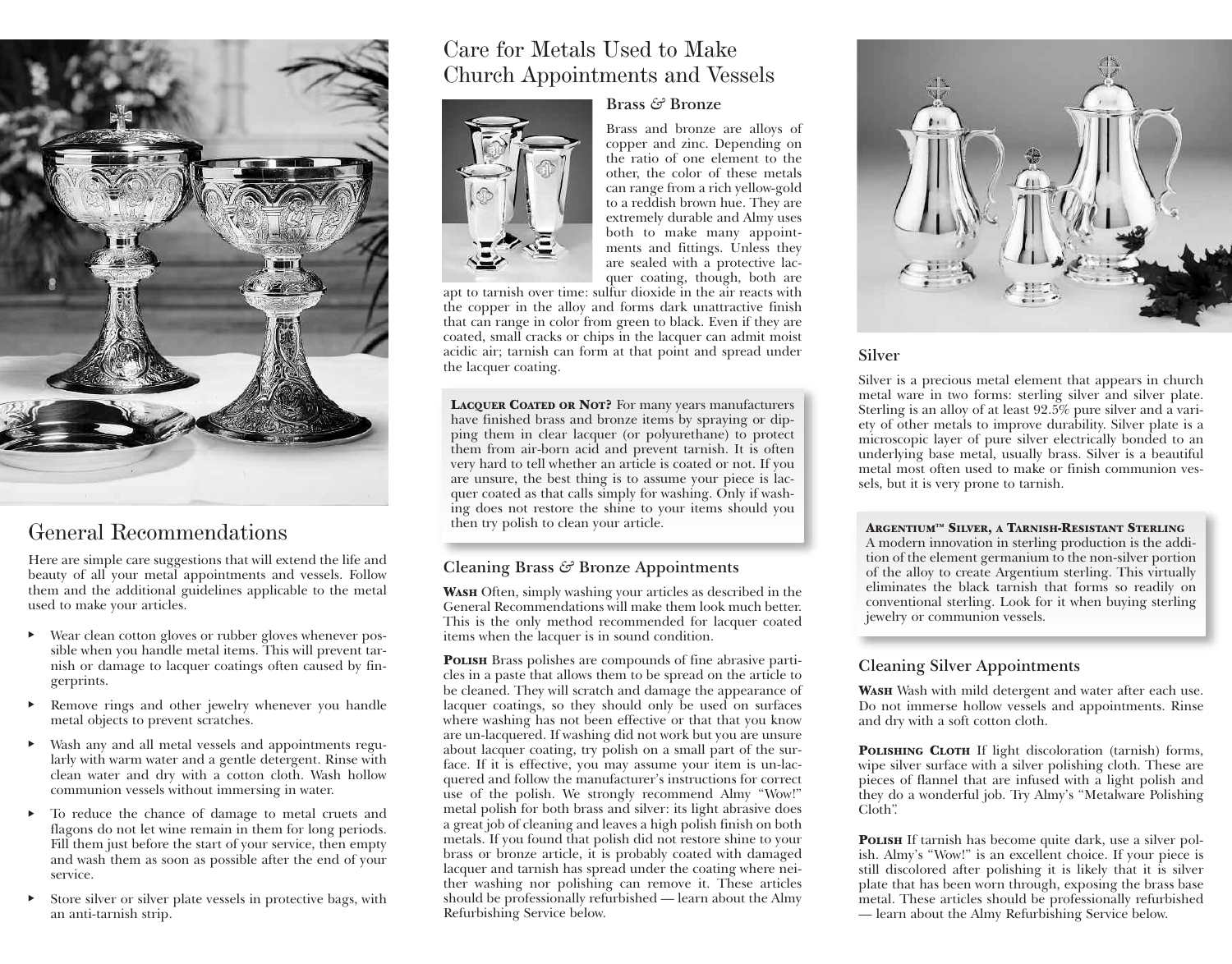## General Recommendations

Here are simple care suggestions that will extend the life and beauty of all your metal appointments and vessels. Follow them and the additional guidelines applicable to the metal used to make your articles.

- Wear clean cotton gloves or rubber gloves whenever possible when you handle metal items. This will prevent tarnish or damage to lacquer coatings often caused by fingerprints.
- Remove rings and other jewelry whenever you handle metal objects to prevent scratches.
- Wash any and all metal vessels and appointments regularly with warm water and a gentle detergent. Rinse with clean water and dry with a cotton cloth. Wash hollow communion vessels without immersing in water.
- To reduce the chance of damage to metal cruets and flagons do not let wine remain in them for long periods. Fill them just before the start of your service, then empty and wash them as soon as possible after the end of your service.
- Store silver or silver plate vessels in protective bags, with an anti-tarnish strip.

# Care for Metals Used to Make Church Appointments and Vessels

### Brass & Bronze

Brass and bronze are alloys of copper and zinc. Depending on the ratio of one element to the other, the color of these metals can range from a rich yellow-gold to a reddish brown hue. They are extremely durable and Almy uses both to make many appointments and fittings. Unless they are sealed with a protective lacquer coating, though, both are apt to tarnish over time: sulfur dioxide in the air reacts with the copper in the alloy and forms dark unattractive finish that can range in color from green to black. Even if they are coated, small cracks or chips in the lacquer can admit moist acidic air; tarnish can form at that point and spread under the lacquer coating.

**LACQUER COATED OR NOT?** For many years manufacturers have finished brass and bronze items by spraying or dipping them in clear lacquer (or polyurethane) to protect them from air-born acid and prevent tarnish. It is often very hard to tell whether an article is coated or not. If you are unsure, the best thing is to assume your piece is lacquer coated as that calls simply for washing. Only if washing does not restore the shine to your items should you then try polish to clean your article.

### Cleaning Brass & Bronze Appointments

**WASH** Often, simply washing your articles as described in the General Recommendations will make them look much better. This is the only method recommended for lacquer coated items when the lacquer is in sound condition.

**POLISH** Brass polishes are compounds of fine abrasive particles in a paste that allows them to be spread on the article to be cleaned. They will scratch and damage the appearance of lacquer coatings, so they should only be used on surfaces where washing has not been effective or that that you know are un-lacquered. If washing did not work but you are unsure about lacquer coating, try polish on a small part of the surface. If it is effective, you may assume your item is un-lacquered and follow the manufacturer's instructions for correct use of the polish. We strongly recommend Almy "Wow!" metal polish for both brass and silver: its light abrasive does a great job of cleaning and leaves a high polish finish on both metals. If you found that polish did not restore shine to your brass or bronze article, it is probably coated with damaged lacquer and tarnish has spread under the coating where neither washing nor polishing can remove it. These articles should be professionally refurbished — learn about the Almy Refurbishing Service below.

### Silver

Silver is a precious metal element that appears in church metal ware in two forms: sterling silver and silver plate. Sterling is an alloy of at least 92.5% pure silver and a variety of other metals to improve durability. Silver plate is a microscopic layer of pure silver electrically bonded to an underlying base metal, usually brass. Silver is a beautiful metal most often used to make or finish communion vessels, but it is very prone to tarnish.

**ARGENTIUM™ SILVER, A TARNISH-RESISTANT STERLING**
A modern innovation in sterling production is the addition of the element germanium to the non-silver portion of the alloy to create Argentium sterling. This virtually eliminates the black tarnish that forms so readily on conventional sterling. Look for it when buying sterling jewelry or communion vessels.

### Cleaning Silver Appointments

**WASH** Wash with mild detergent and water after each use. Do not immerse hollow vessels and appointments. Rinse and dry with a soft cotton cloth.

**POLISHING CLOTH** If light discoloration (tarnish) forms, wipe silver surface with a silver polishing cloth. These are pieces of flannel that are infused with a light polish and they do a wonderful job. Try Almy's "Metalware Polishing Cloth".

**POLISH** If tarnish has become quite dark, use a silver polish. Almy's "Wow!" is an excellent choice. If your piece is still discolored after polishing it is likely that it is silver plate that has been worn through, exposing the brass base metal. These articles should be professionally refurbished — learn about the Almy Refurbishing Service below.